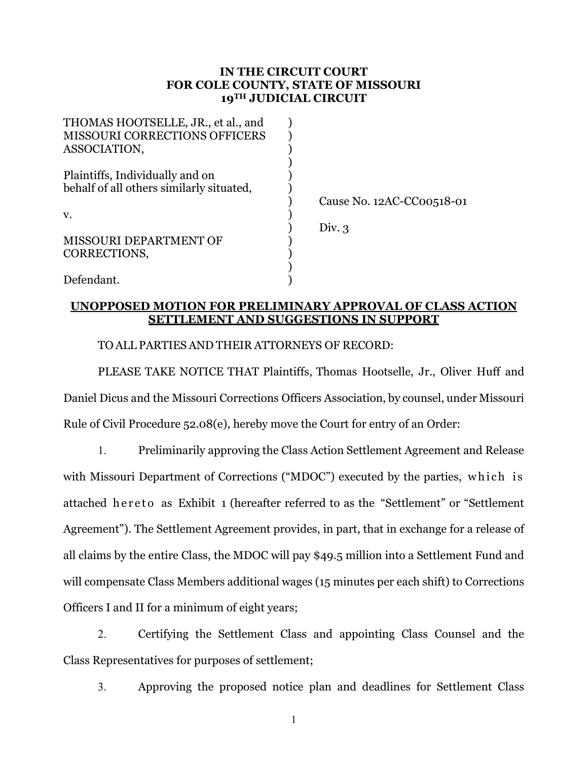**IN THE CIRCUIT COURT**
**FOR COLE COUNTY, STATE OF MISSOURI**
**19TH JUDICIAL CIRCUIT**

| | | |
|---|---|---|
| THOMAS HOOTSELLE, JR., et al., and MISSOURI CORRECTIONS OFFICERS ASSOCIATION, | ) | |
| Plaintiffs, Individually and on behalf of all others similarly situated, | ) | Cause No. 12AC-CC00518-01 |
| v. | ) | Div. 3 |
| MISSOURI DEPARTMENT OF CORRECTIONS, | ) | |
| Defendant. | ) | |

**UNOPPOSED MOTION FOR PRELIMINARY APPROVAL OF CLASS ACTION SETTLEMENT AND SUGGESTIONS IN SUPPORT**

TO ALL PARTIES AND THEIR ATTORNEYS OF RECORD:

PLEASE TAKE NOTICE THAT Plaintiffs, Thomas Hootselle, Jr., Oliver Huff and Daniel Dicus and the Missouri Corrections Officers Association, by counsel, under Missouri Rule of Civil Procedure 52.08(e), hereby move the Court for entry of an Order:

1. Preliminarily approving the Class Action Settlement Agreement and Release with Missouri Department of Corrections ("MDOC") executed by the parties, which is attached hereto as Exhibit 1 (hereafter referred to as the "Settlement" or "Settlement Agreement"). The Settlement Agreement provides, in part, that in exchange for a release of all claims by the entire Class, the MDOC will pay $49.5 million into a Settlement Fund and will compensate Class Members additional wages (15 minutes per each shift) to Corrections Officers I and II for a minimum of eight years;

2. Certifying the Settlement Class and appointing Class Counsel and the Class Representatives for purposes of settlement;

3. Approving the proposed notice plan and deadlines for Settlement Class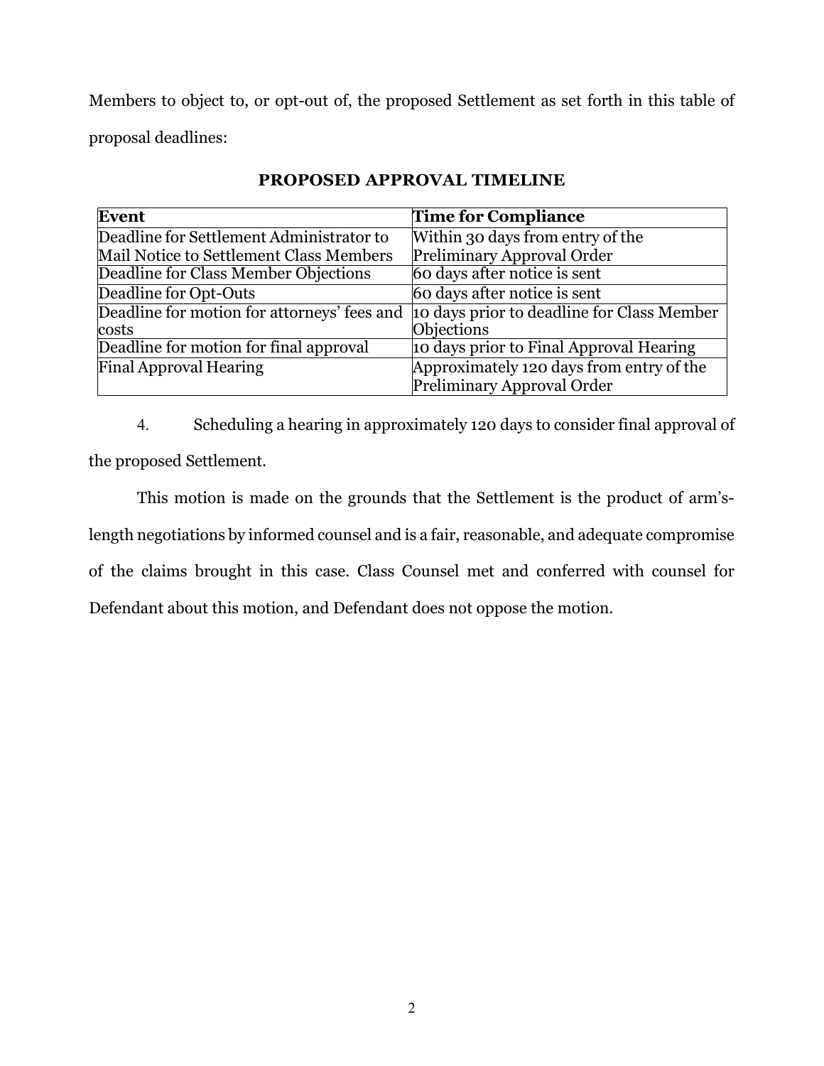Members to object to, or opt-out of, the proposed Settlement as set forth in this table of proposal deadlines:

**PROPOSED APPROVAL TIMELINE**

| **Event** | **Time for Compliance** |
| --- | --- |
| Deadline for Settlement Administrator to Mail Notice to Settlement Class Members | Within 30 days from entry of the Preliminary Approval Order |
| Deadline for Class Member Objections | 60 days after notice is sent |
| Deadline for Opt-Outs | 60 days after notice is sent |
| Deadline for motion for attorneys' fees and costs | 10 days prior to deadline for Class Member Objections |
| Deadline for motion for final approval | 10 days prior to Final Approval Hearing |
| Final Approval Hearing | Approximately 120 days from entry of the Preliminary Approval Order |

4. Scheduling a hearing in approximately 120 days to consider final approval of the proposed Settlement.

This motion is made on the grounds that the Settlement is the product of arm's-length negotiations by informed counsel and is a fair, reasonable, and adequate compromise of the claims brought in this case. Class Counsel met and conferred with counsel for Defendant about this motion, and Defendant does not oppose the motion.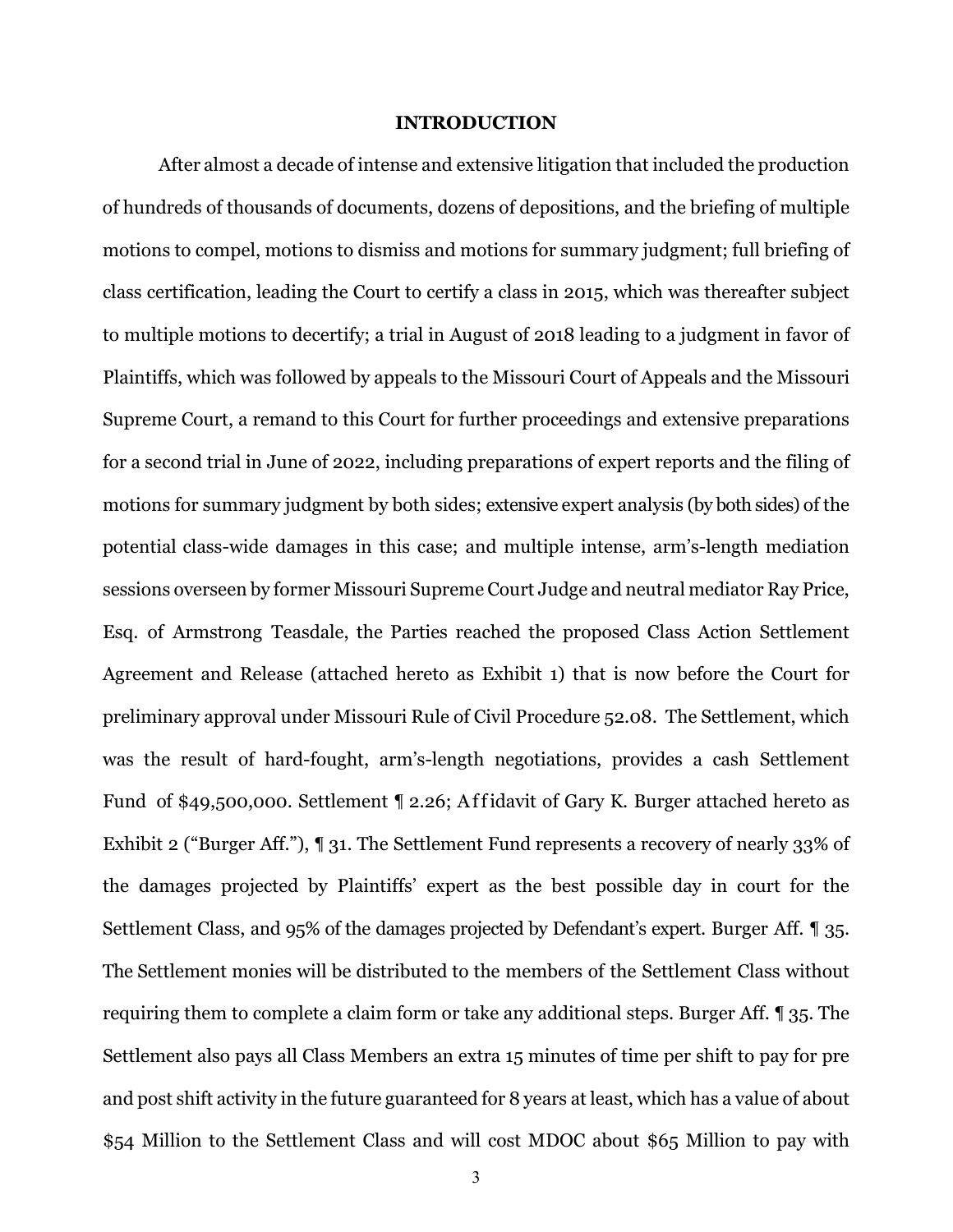## INTRODUCTION

After almost a decade of intense and extensive litigation that included the production of hundreds of thousands of documents, dozens of depositions, and the briefing of multiple motions to compel, motions to dismiss and motions for summary judgment; full briefing of class certification, leading the Court to certify a class in 2015, which was thereafter subject to multiple motions to decertify; a trial in August of 2018 leading to a judgment in favor of Plaintiffs, which was followed by appeals to the Missouri Court of Appeals and the Missouri Supreme Court, a remand to this Court for further proceedings and extensive preparations for a second trial in June of 2022, including preparations of expert reports and the filing of motions for summary judgment by both sides; extensive expert analysis (by both sides) of the potential class-wide damages in this case; and multiple intense, arm's-length mediation sessions overseen by former Missouri Supreme Court Judge and neutral mediator Ray Price, Esq. of Armstrong Teasdale, the Parties reached the proposed Class Action Settlement Agreement and Release (attached hereto as Exhibit 1) that is now before the Court for preliminary approval under Missouri Rule of Civil Procedure 52.08. The Settlement, which was the result of hard-fought, arm's-length negotiations, provides a cash Settlement Fund of $49,500,000. Settlement ¶ 2.26; Affidavit of Gary K. Burger attached hereto as Exhibit 2 ("Burger Aff."), ¶ 31. The Settlement Fund represents a recovery of nearly 33% of the damages projected by Plaintiffs' expert as the best possible day in court for the Settlement Class, and 95% of the damages projected by Defendant's expert. Burger Aff. ¶ 35. The Settlement monies will be distributed to the members of the Settlement Class without requiring them to complete a claim form or take any additional steps. Burger Aff. ¶ 35. The Settlement also pays all Class Members an extra 15 minutes of time per shift to pay for pre and post shift activity in the future guaranteed for 8 years at least, which has a value of about $54 Million to the Settlement Class and will cost MDOC about $65 Million to pay with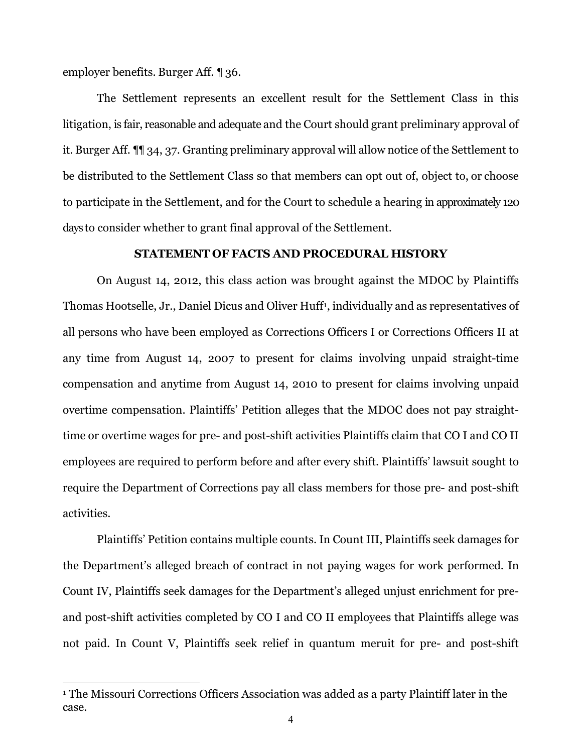employer benefits. Burger Aff. ¶ 36.

The Settlement represents an excellent result for the Settlement Class in this litigation, is fair, reasonable and adequate and the Court should grant preliminary approval of it. Burger Aff. ¶¶ 34, 37. Granting preliminary approval will allow notice of the Settlement to be distributed to the Settlement Class so that members can opt out of, object to, or choose to participate in the Settlement, and for the Court to schedule a hearing in approximately 120 days to consider whether to grant final approval of the Settlement.

**STATEMENT OF FACTS AND PROCEDURAL HISTORY**

On August 14, 2012, this class action was brought against the MDOC by Plaintiffs Thomas Hootselle, Jr., Daniel Dicus and Oliver Huff[1], individually and as representatives of all persons who have been employed as Corrections Officers I or Corrections Officers II at any time from August 14, 2007 to present for claims involving unpaid straight-time compensation and anytime from August 14, 2010 to present for claims involving unpaid overtime compensation. Plaintiffs' Petition alleges that the MDOC does not pay straight-time or overtime wages for pre- and post-shift activities Plaintiffs claim that CO I and CO II employees are required to perform before and after every shift. Plaintiffs' lawsuit sought to require the Department of Corrections pay all class members for those pre- and post-shift activities.

Plaintiffs' Petition contains multiple counts. In Count III, Plaintiffs seek damages for the Department's alleged breach of contract in not paying wages for work performed. In Count IV, Plaintiffs seek damages for the Department's alleged unjust enrichment for pre- and post-shift activities completed by CO I and CO II employees that Plaintiffs allege was not paid. In Count V, Plaintiffs seek relief in quantum meruit for pre- and post-shift

[1] The Missouri Corrections Officers Association was added as a party Plaintiff later in the case.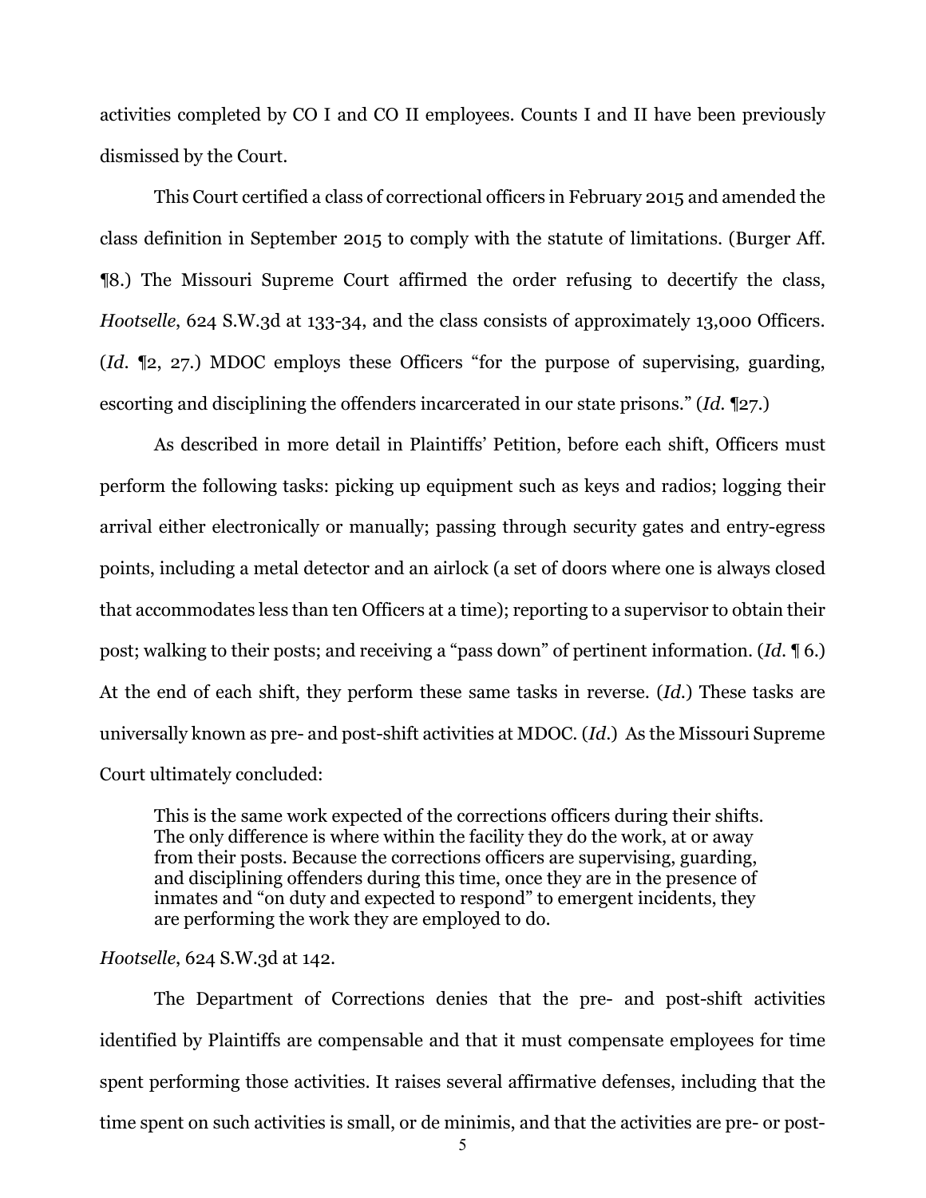activities completed by CO I and CO II employees. Counts I and II have been previously dismissed by the Court.

This Court certified a class of correctional officers in February 2015 and amended the class definition in September 2015 to comply with the statute of limitations. (Burger Aff. ¶8.) The Missouri Supreme Court affirmed the order refusing to decertify the class, *Hootselle*, 624 S.W.3d at 133-34, and the class consists of approximately 13,000 Officers. (*Id.* ¶2, 27.) MDOC employs these Officers "for the purpose of supervising, guarding, escorting and disciplining the offenders incarcerated in our state prisons." (*Id.* ¶27.)

As described in more detail in Plaintiffs' Petition, before each shift, Officers must perform the following tasks: picking up equipment such as keys and radios; logging their arrival either electronically or manually; passing through security gates and entry-egress points, including a metal detector and an airlock (a set of doors where one is always closed that accommodates less than ten Officers at a time); reporting to a supervisor to obtain their post; walking to their posts; and receiving a "pass down" of pertinent information. (*Id.* ¶ 6.) At the end of each shift, they perform these same tasks in reverse. (*Id.*) These tasks are universally known as pre- and post-shift activities at MDOC. (*Id.*) As the Missouri Supreme Court ultimately concluded:

> This is the same work expected of the corrections officers during their shifts. The only difference is where within the facility they do the work, at or away from their posts. Because the corrections officers are supervising, guarding, and disciplining offenders during this time, once they are in the presence of inmates and "on duty and expected to respond" to emergent incidents, they are performing the work they are employed to do.

*Hootselle*, 624 S.W.3d at 142.

The Department of Corrections denies that the pre- and post-shift activities identified by Plaintiffs are compensable and that it must compensate employees for time spent performing those activities. It raises several affirmative defenses, including that the time spent on such activities is small, or de minimis, and that the activities are pre- or post-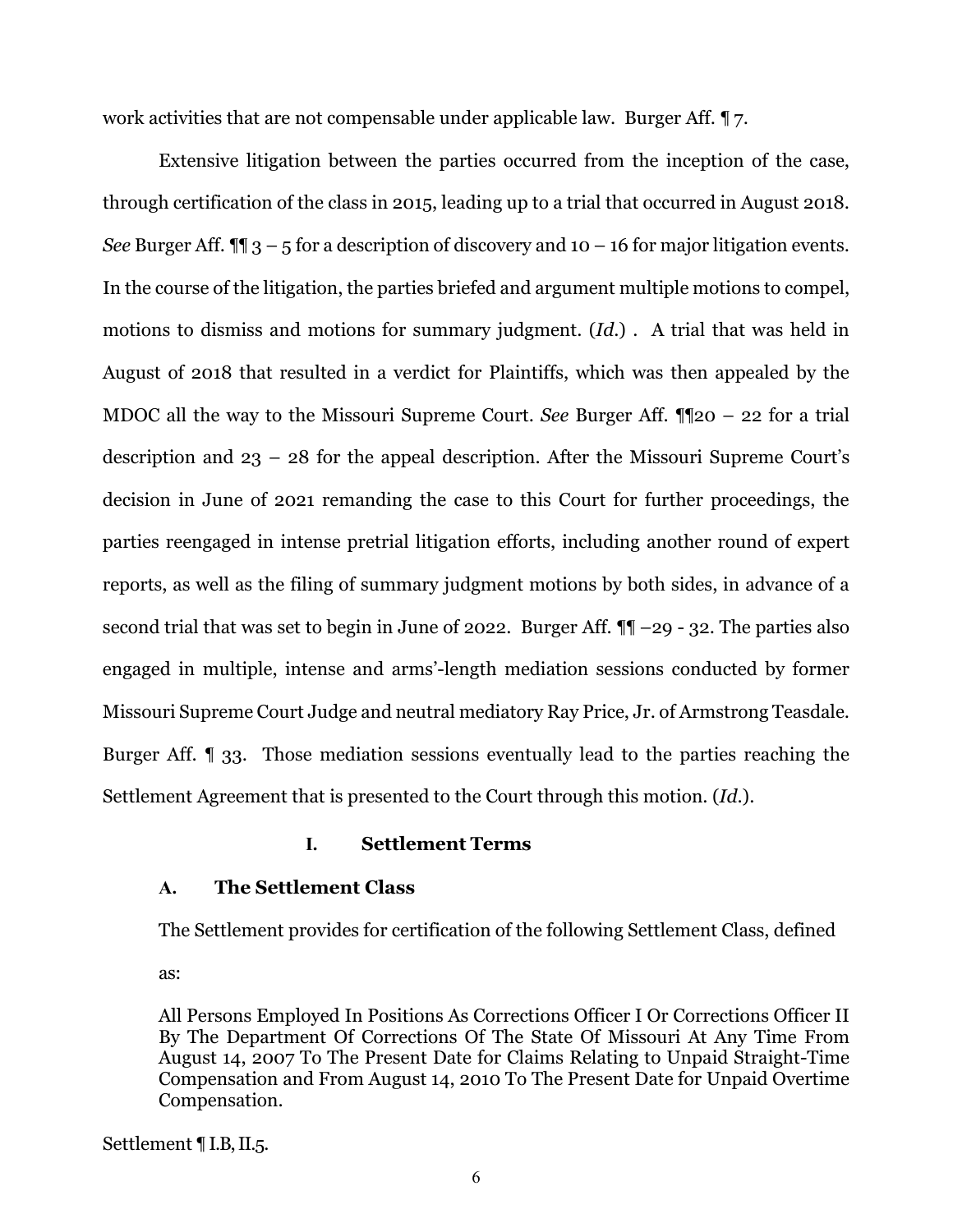work activities that are not compensable under applicable law. Burger Aff. ¶ 7.

Extensive litigation between the parties occurred from the inception of the case, through certification of the class in 2015, leading up to a trial that occurred in August 2018. *See* Burger Aff. ¶¶ 3 – 5 for a description of discovery and 10 – 16 for major litigation events. In the course of the litigation, the parties briefed and argument multiple motions to compel, motions to dismiss and motions for summary judgment. (*Id.*) . A trial that was held in August of 2018 that resulted in a verdict for Plaintiffs, which was then appealed by the MDOC all the way to the Missouri Supreme Court. *See* Burger Aff. ¶¶20 – 22 for a trial description and 23 – 28 for the appeal description. After the Missouri Supreme Court's decision in June of 2021 remanding the case to this Court for further proceedings, the parties reengaged in intense pretrial litigation efforts, including another round of expert reports, as well as the filing of summary judgment motions by both sides, in advance of a second trial that was set to begin in June of 2022. Burger Aff. ¶¶ –29 - 32. The parties also engaged in multiple, intense and arms'-length mediation sessions conducted by former Missouri Supreme Court Judge and neutral mediatory Ray Price, Jr. of Armstrong Teasdale. Burger Aff. ¶ 33. Those mediation sessions eventually lead to the parties reaching the Settlement Agreement that is presented to the Court through this motion. (*Id.*).

## I. Settlement Terms

### A. The Settlement Class

The Settlement provides for certification of the following Settlement Class, defined as:

> All Persons Employed In Positions As Corrections Officer I Or Corrections Officer II By The Department Of Corrections Of The State Of Missouri At Any Time From August 14, 2007 To The Present Date for Claims Relating to Unpaid Straight-Time Compensation and From August 14, 2010 To The Present Date for Unpaid Overtime Compensation.

Settlement ¶ I.B, II.5.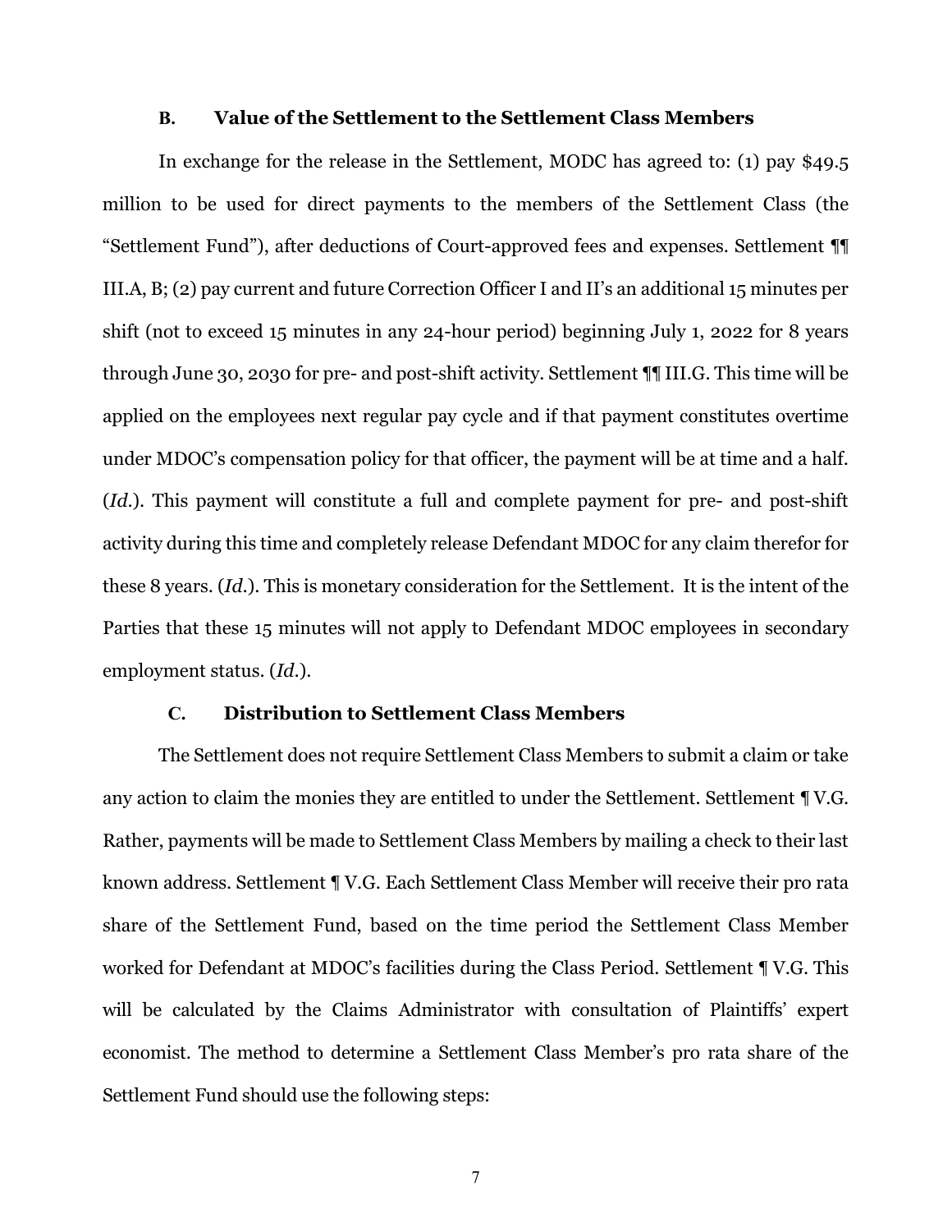### B. Value of the Settlement to the Settlement Class Members

In exchange for the release in the Settlement, MODC has agreed to: (1) pay $49.5 million to be used for direct payments to the members of the Settlement Class (the "Settlement Fund"), after deductions of Court-approved fees and expenses. Settlement ¶¶ III.A, B; (2) pay current and future Correction Officer I and II's an additional 15 minutes per shift (not to exceed 15 minutes in any 24-hour period) beginning July 1, 2022 for 8 years through June 30, 2030 for pre- and post-shift activity. Settlement ¶¶ III.G. This time will be applied on the employees next regular pay cycle and if that payment constitutes overtime under MDOC's compensation policy for that officer, the payment will be at time and a half. (*Id.*). This payment will constitute a full and complete payment for pre- and post-shift activity during this time and completely release Defendant MDOC for any claim therefor for these 8 years. (*Id.*). This is monetary consideration for the Settlement. It is the intent of the Parties that these 15 minutes will not apply to Defendant MDOC employees in secondary employment status. (*Id.*).

### C. Distribution to Settlement Class Members

The Settlement does not require Settlement Class Members to submit a claim or take any action to claim the monies they are entitled to under the Settlement. Settlement ¶ V.G. Rather, payments will be made to Settlement Class Members by mailing a check to their last known address. Settlement ¶ V.G. Each Settlement Class Member will receive their pro rata share of the Settlement Fund, based on the time period the Settlement Class Member worked for Defendant at MDOC's facilities during the Class Period. Settlement ¶ V.G. This will be calculated by the Claims Administrator with consultation of Plaintiffs' expert economist. The method to determine a Settlement Class Member's pro rata share of the Settlement Fund should use the following steps: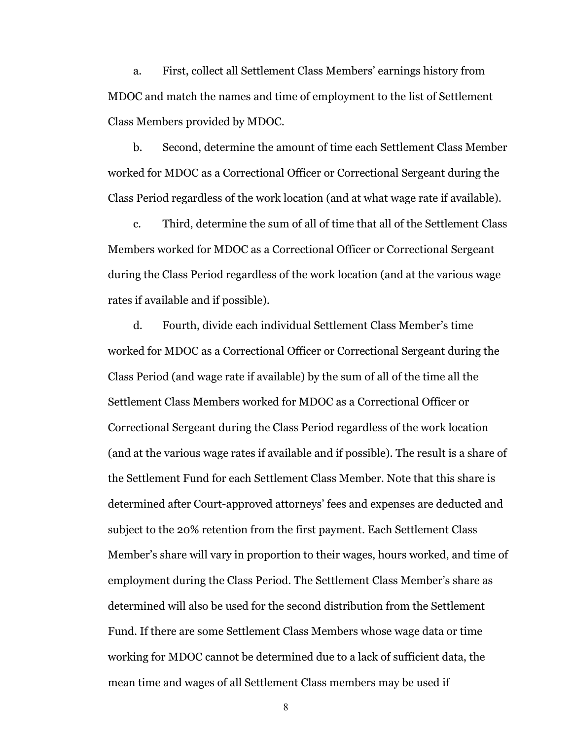a. First, collect all Settlement Class Members' earnings history from MDOC and match the names and time of employment to the list of Settlement Class Members provided by MDOC.

b. Second, determine the amount of time each Settlement Class Member worked for MDOC as a Correctional Officer or Correctional Sergeant during the Class Period regardless of the work location (and at what wage rate if available).

c. Third, determine the sum of all of time that all of the Settlement Class Members worked for MDOC as a Correctional Officer or Correctional Sergeant during the Class Period regardless of the work location (and at the various wage rates if available and if possible).

d. Fourth, divide each individual Settlement Class Member's time worked for MDOC as a Correctional Officer or Correctional Sergeant during the Class Period (and wage rate if available) by the sum of all of the time all the Settlement Class Members worked for MDOC as a Correctional Officer or Correctional Sergeant during the Class Period regardless of the work location (and at the various wage rates if available and if possible). The result is a share of the Settlement Fund for each Settlement Class Member. Note that this share is determined after Court-approved attorneys' fees and expenses are deducted and subject to the 20% retention from the first payment. Each Settlement Class Member's share will vary in proportion to their wages, hours worked, and time of employment during the Class Period. The Settlement Class Member's share as determined will also be used for the second distribution from the Settlement Fund. If there are some Settlement Class Members whose wage data or time working for MDOC cannot be determined due to a lack of sufficient data, the mean time and wages of all Settlement Class members may be used if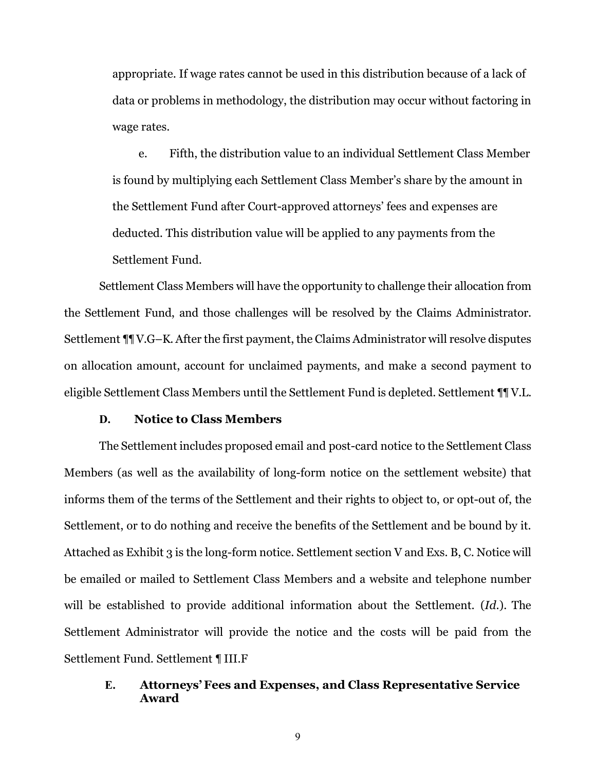appropriate. If wage rates cannot be used in this distribution because of a lack of data or problems in methodology, the distribution may occur without factoring in wage rates.

e. Fifth, the distribution value to an individual Settlement Class Member is found by multiplying each Settlement Class Member's share by the amount in the Settlement Fund after Court-approved attorneys' fees and expenses are deducted. This distribution value will be applied to any payments from the Settlement Fund.

Settlement Class Members will have the opportunity to challenge their allocation from the Settlement Fund, and those challenges will be resolved by the Claims Administrator. Settlement ¶¶ V.G–K. After the first payment, the Claims Administrator will resolve disputes on allocation amount, account for unclaimed payments, and make a second payment to eligible Settlement Class Members until the Settlement Fund is depleted. Settlement ¶¶ V.L.

### D. Notice to Class Members

The Settlement includes proposed email and post-card notice to the Settlement Class Members (as well as the availability of long-form notice on the settlement website) that informs them of the terms of the Settlement and their rights to object to, or opt-out of, the Settlement, or to do nothing and receive the benefits of the Settlement and be bound by it. Attached as Exhibit 3 is the long-form notice. Settlement section V and Exs. B, C. Notice will be emailed or mailed to Settlement Class Members and a website and telephone number will be established to provide additional information about the Settlement. (*Id.*). The Settlement Administrator will provide the notice and the costs will be paid from the Settlement Fund. Settlement ¶ III.F

### E. Attorneys' Fees and Expenses, and Class Representative Service Award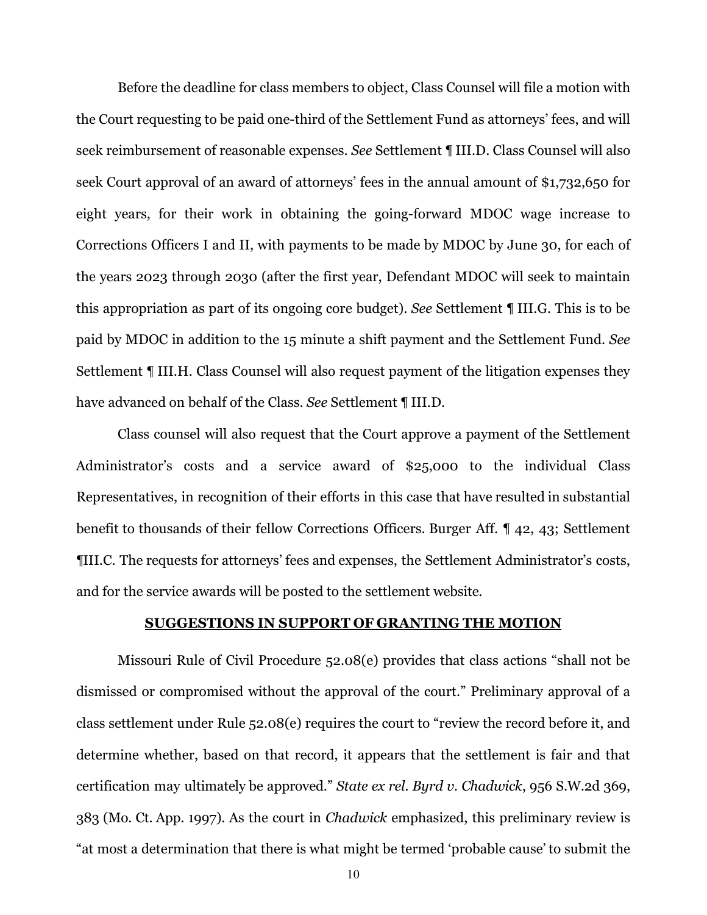Before the deadline for class members to object, Class Counsel will file a motion with the Court requesting to be paid one-third of the Settlement Fund as attorneys' fees, and will seek reimbursement of reasonable expenses. *See* Settlement ¶ III.D. Class Counsel will also seek Court approval of an award of attorneys' fees in the annual amount of $1,732,650 for eight years, for their work in obtaining the going-forward MDOC wage increase to Corrections Officers I and II, with payments to be made by MDOC by June 30, for each of the years 2023 through 2030 (after the first year, Defendant MDOC will seek to maintain this appropriation as part of its ongoing core budget). *See* Settlement ¶ III.G. This is to be paid by MDOC in addition to the 15 minute a shift payment and the Settlement Fund. *See* Settlement ¶ III.H. Class Counsel will also request payment of the litigation expenses they have advanced on behalf of the Class. *See* Settlement ¶ III.D.

Class counsel will also request that the Court approve a payment of the Settlement Administrator's costs and a service award of $25,000 to the individual Class Representatives, in recognition of their efforts in this case that have resulted in substantial benefit to thousands of their fellow Corrections Officers. Burger Aff. ¶ 42, 43; Settlement ¶III.C. The requests for attorneys' fees and expenses, the Settlement Administrator's costs, and for the service awards will be posted to the settlement website.

## SUGGESTIONS IN SUPPORT OF GRANTING THE MOTION

Missouri Rule of Civil Procedure 52.08(e) provides that class actions "shall not be dismissed or compromised without the approval of the court." Preliminary approval of a class settlement under Rule 52.08(e) requires the court to "review the record before it, and determine whether, based on that record, it appears that the settlement is fair and that certification may ultimately be approved." *State ex rel. Byrd v. Chadwick*, 956 S.W.2d 369, 383 (Mo. Ct. App. 1997). As the court in *Chadwick* emphasized, this preliminary review is "at most a determination that there is what might be termed 'probable cause' to submit the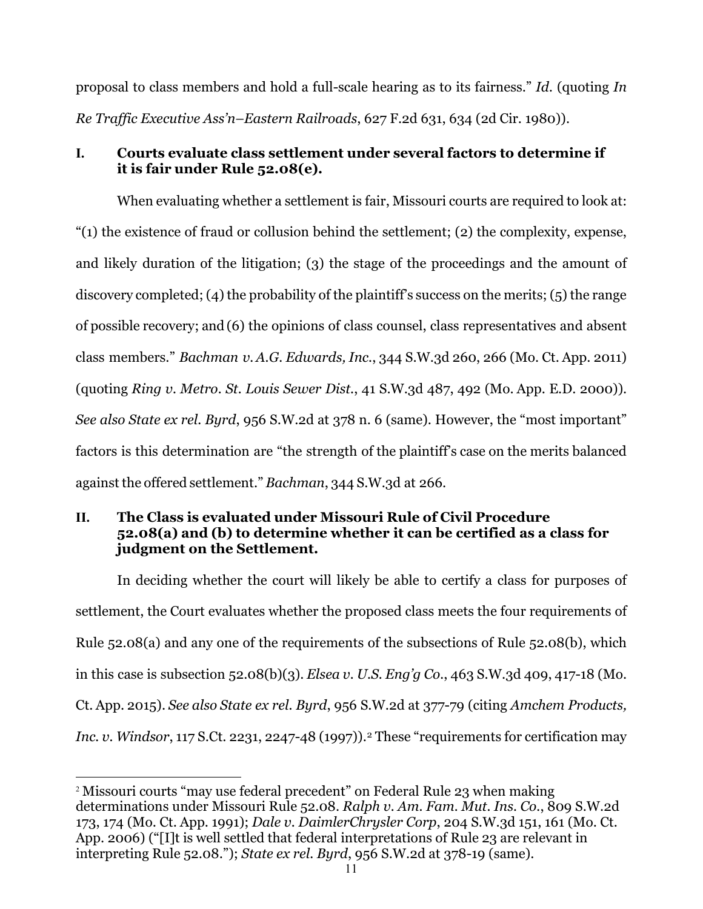proposal to class members and hold a full-scale hearing as to its fairness." *Id.* (quoting *In Re Traffic Executive Ass'n–Eastern Railroads*, 627 F.2d 631, 634 (2d Cir. 1980)).

## I. Courts evaluate class settlement under several factors to determine if it is fair under Rule 52.08(e).

When evaluating whether a settlement is fair, Missouri courts are required to look at: "(1) the existence of fraud or collusion behind the settlement; (2) the complexity, expense, and likely duration of the litigation; (3) the stage of the proceedings and the amount of discovery completed; (4) the probability of the plaintiff's success on the merits; (5) the range of possible recovery; and (6) the opinions of class counsel, class representatives and absent class members." *Bachman v. A.G. Edwards, Inc.*, 344 S.W.3d 260, 266 (Mo. Ct. App. 2011) (quoting *Ring v. Metro. St. Louis Sewer Dist.*, 41 S.W.3d 487, 492 (Mo. App. E.D. 2000)). *See also State ex rel. Byrd*, 956 S.W.2d at 378 n. 6 (same). However, the "most important" factors is this determination are "the strength of the plaintiff's case on the merits balanced against the offered settlement." *Bachman*, 344 S.W.3d at 266.

## II. The Class is evaluated under Missouri Rule of Civil Procedure 52.08(a) and (b) to determine whether it can be certified as a class for judgment on the Settlement.

In deciding whether the court will likely be able to certify a class for purposes of settlement, the Court evaluates whether the proposed class meets the four requirements of Rule 52.08(a) and any one of the requirements of the subsections of Rule 52.08(b), which in this case is subsection 52.08(b)(3). *Elsea v. U.S. Eng'g Co.*, 463 S.W.3d 409, 417-18 (Mo. Ct. App. 2015). *See also State ex rel. Byrd*, 956 S.W.2d at 377-79 (citing *Amchem Products, Inc. v. Windsor*, 117 S.Ct. 2231, 2247-48 (1997)).[2] These "requirements for certification may

---

[2] Missouri courts "may use federal precedent" on Federal Rule 23 when making determinations under Missouri Rule 52.08. *Ralph v. Am. Fam. Mut. Ins. Co.*, 809 S.W.2d 173, 174 (Mo. Ct. App. 1991); *Dale v. DaimlerChrysler Corp*, 204 S.W.3d 151, 161 (Mo. Ct. App. 2006) ("[I]t is well settled that federal interpretations of Rule 23 are relevant in interpreting Rule 52.08."); *State ex rel. Byrd*, 956 S.W.2d at 378-19 (same).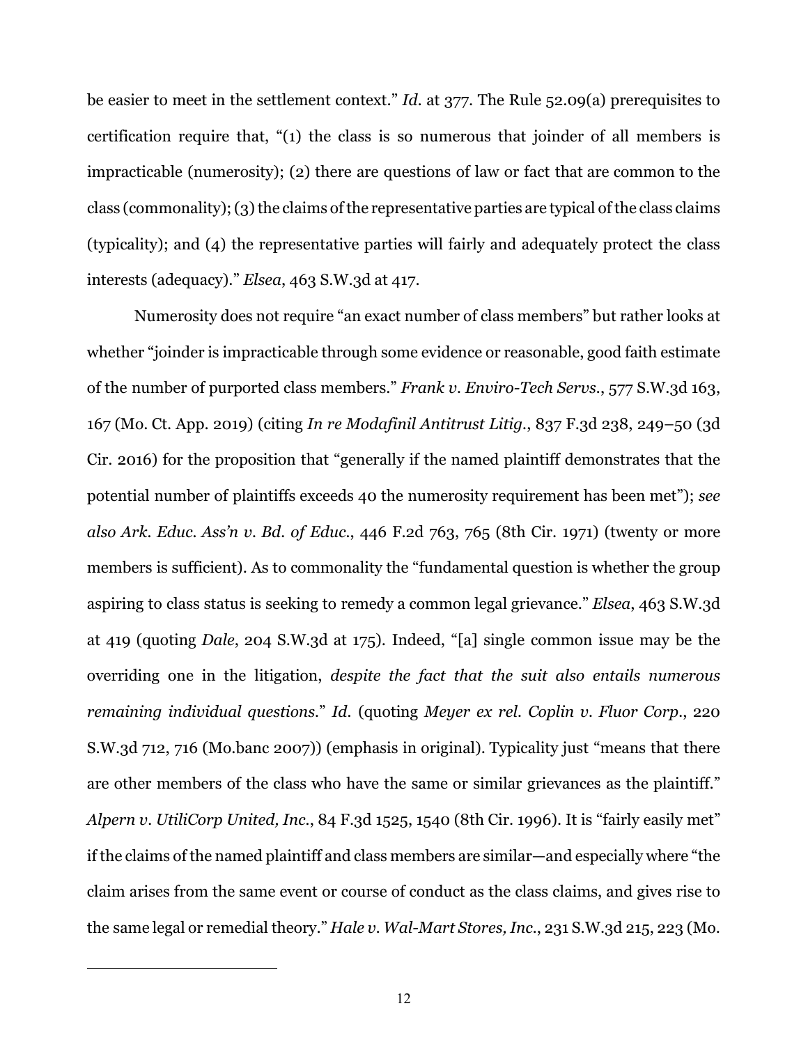be easier to meet in the settlement context." *Id.* at 377. The Rule 52.09(a) prerequisites to certification require that, "(1) the class is so numerous that joinder of all members is impracticable (numerosity); (2) there are questions of law or fact that are common to the class (commonality); (3) the claims of the representative parties are typical of the class claims (typicality); and (4) the representative parties will fairly and adequately protect the class interests (adequacy)." *Elsea*, 463 S.W.3d at 417.

Numerosity does not require "an exact number of class members" but rather looks at whether "joinder is impracticable through some evidence or reasonable, good faith estimate of the number of purported class members." *Frank v. Enviro-Tech Servs.*, 577 S.W.3d 163, 167 (Mo. Ct. App. 2019) (citing *In re Modafinil Antitrust Litig.*, 837 F.3d 238, 249–50 (3d Cir. 2016) for the proposition that "generally if the named plaintiff demonstrates that the potential number of plaintiffs exceeds 40 the numerosity requirement has been met"); *see also Ark. Educ. Ass'n v. Bd. of Educ.*, 446 F.2d 763, 765 (8th Cir. 1971) (twenty or more members is sufficient). As to commonality the "fundamental question is whether the group aspiring to class status is seeking to remedy a common legal grievance." *Elsea*, 463 S.W.3d at 419 (quoting *Dale*, 204 S.W.3d at 175). Indeed, "[a] single common issue may be the overriding one in the litigation, *despite the fact that the suit also entails numerous remaining individual questions*." *Id.* (quoting *Meyer ex rel. Coplin v. Fluor Corp.*, 220 S.W.3d 712, 716 (Mo.banc 2007)) (emphasis in original). Typicality just "means that there are other members of the class who have the same or similar grievances as the plaintiff." *Alpern v. UtiliCorp United, Inc.*, 84 F.3d 1525, 1540 (8th Cir. 1996). It is "fairly easily met" if the claims of the named plaintiff and class members are similar—and especially where "the claim arises from the same event or course of conduct as the class claims, and gives rise to the same legal or remedial theory." *Hale v. Wal-Mart Stores, Inc.*, 231 S.W.3d 215, 223 (Mo.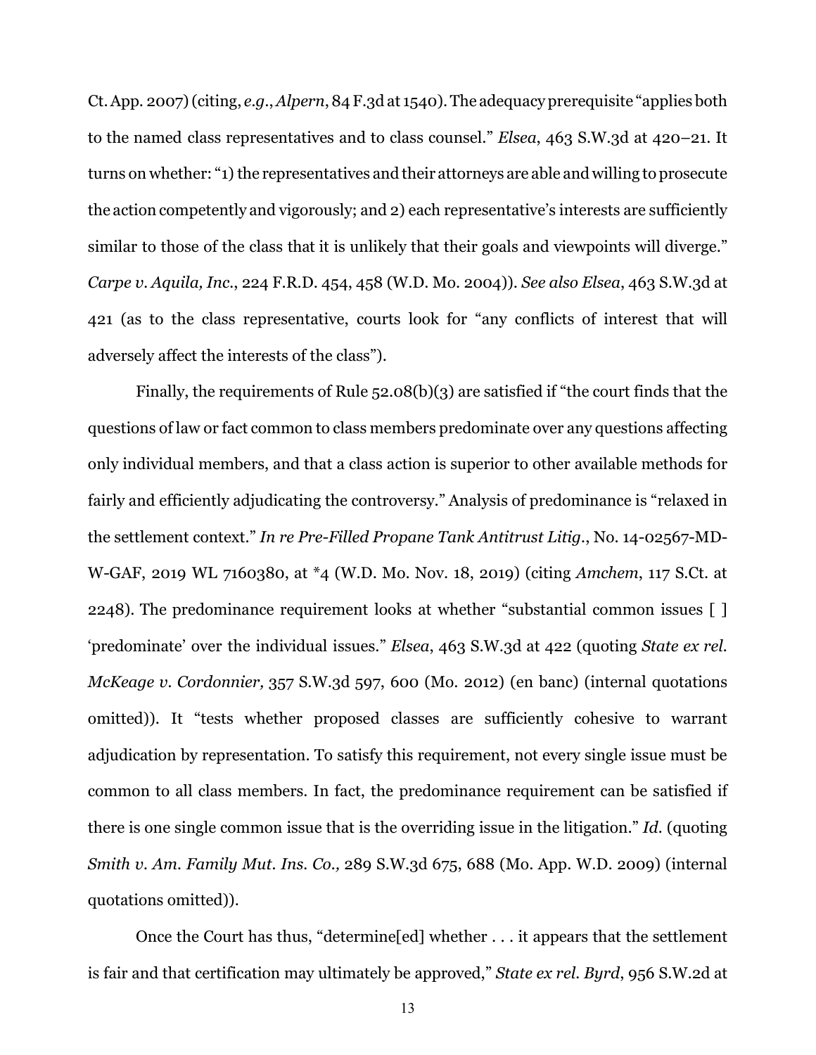Ct. App. 2007) (citing, *e.g.*, *Alpern*, 84 F.3d at 1540). The adequacy prerequisite "applies both to the named class representatives and to class counsel." *Elsea*, 463 S.W.3d at 420–21. It turns on whether: "1) the representatives and their attorneys are able and willing to prosecute the action competently and vigorously; and 2) each representative's interests are sufficiently similar to those of the class that it is unlikely that their goals and viewpoints will diverge." *Carpe v. Aquila, Inc.*, 224 F.R.D. 454, 458 (W.D. Mo. 2004)). *See also Elsea*, 463 S.W.3d at 421 (as to the class representative, courts look for "any conflicts of interest that will adversely affect the interests of the class").

Finally, the requirements of Rule 52.08(b)(3) are satisfied if "the court finds that the questions of law or fact common to class members predominate over any questions affecting only individual members, and that a class action is superior to other available methods for fairly and efficiently adjudicating the controversy." Analysis of predominance is "relaxed in the settlement context." *In re Pre-Filled Propane Tank Antitrust Litig.*, No. 14-02567-MD-W-GAF, 2019 WL 7160380, at *4 (W.D. Mo. Nov. 18, 2019) (citing *Amchem*, 117 S.Ct. at 2248). The predominance requirement looks at whether "substantial common issues [ ] 'predominate' over the individual issues." *Elsea*, 463 S.W.3d at 422 (quoting *State ex rel. McKeage v. Cordonnier,* 357 S.W.3d 597, 600 (Mo. 2012) (en banc) (internal quotations omitted)). It "tests whether proposed classes are sufficiently cohesive to warrant adjudication by representation. To satisfy this requirement, not every single issue must be common to all class members. In fact, the predominance requirement can be satisfied if there is one single common issue that is the overriding issue in the litigation." *Id.* (quoting *Smith v. Am. Family Mut. Ins. Co.,* 289 S.W.3d 675, 688 (Mo. App. W.D. 2009) (internal quotations omitted)).

Once the Court has thus, "determine[ed] whether . . . it appears that the settlement is fair and that certification may ultimately be approved," *State ex rel. Byrd*, 956 S.W.2d at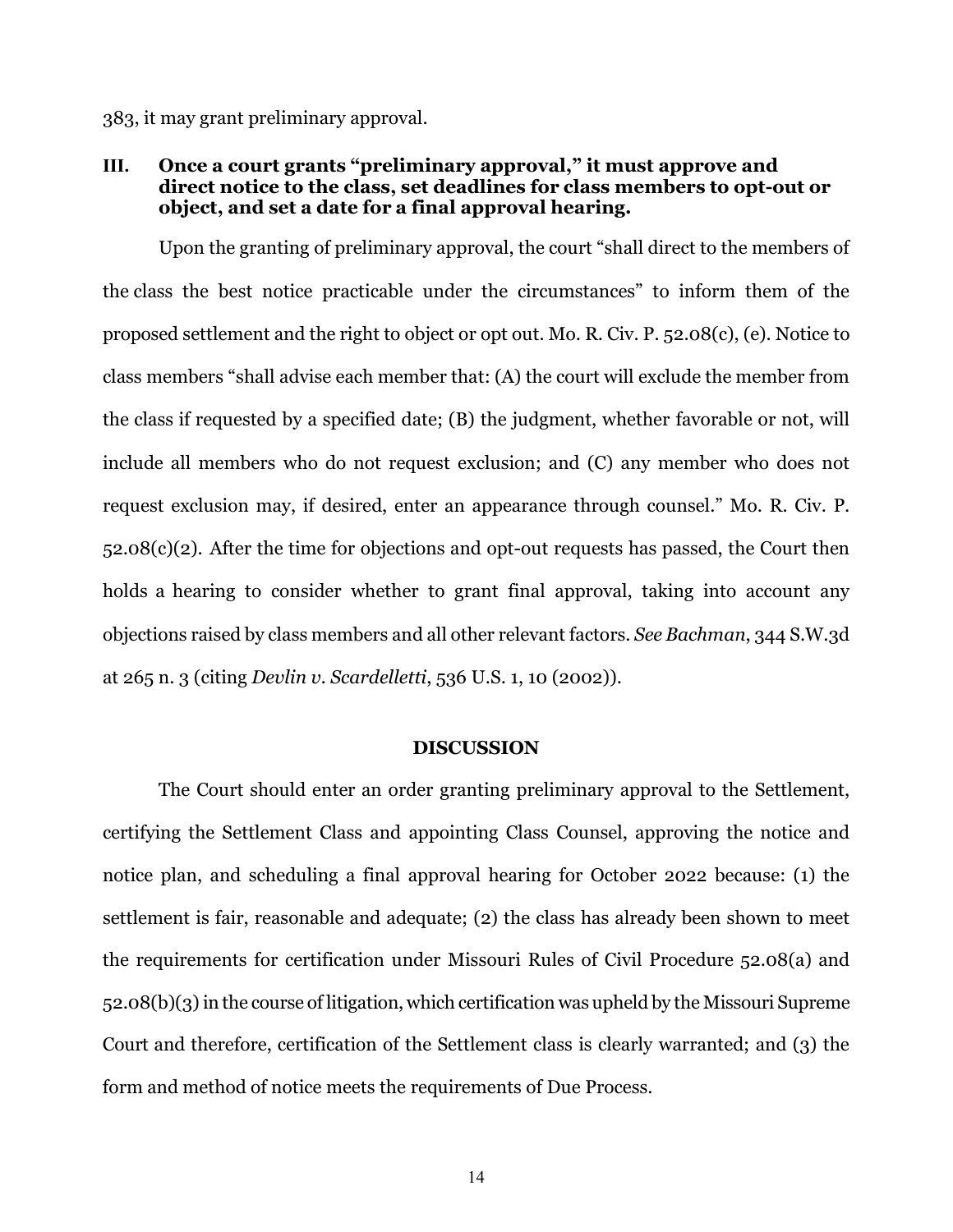383, it may grant preliminary approval.

### III. Once a court grants "preliminary approval," it must approve and direct notice to the class, set deadlines for class members to opt-out or object, and set a date for a final approval hearing.

Upon the granting of preliminary approval, the court "shall direct to the members of the class the best notice practicable under the circumstances" to inform them of the proposed settlement and the right to object or opt out. Mo. R. Civ. P. 52.08(c), (e). Notice to class members "shall advise each member that: (A) the court will exclude the member from the class if requested by a specified date; (B) the judgment, whether favorable or not, will include all members who do not request exclusion; and (C) any member who does not request exclusion may, if desired, enter an appearance through counsel." Mo. R. Civ. P. 52.08(c)(2). After the time for objections and opt-out requests has passed, the Court then holds a hearing to consider whether to grant final approval, taking into account any objections raised by class members and all other relevant factors. *See Bachman*, 344 S.W.3d at 265 n. 3 (citing *Devlin v. Scardelletti*, 536 U.S. 1, 10 (2002)).

## DISCUSSION

The Court should enter an order granting preliminary approval to the Settlement, certifying the Settlement Class and appointing Class Counsel, approving the notice and notice plan, and scheduling a final approval hearing for October 2022 because: (1) the settlement is fair, reasonable and adequate; (2) the class has already been shown to meet the requirements for certification under Missouri Rules of Civil Procedure 52.08(a) and 52.08(b)(3) in the course of litigation, which certification was upheld by the Missouri Supreme Court and therefore, certification of the Settlement class is clearly warranted; and (3) the form and method of notice meets the requirements of Due Process.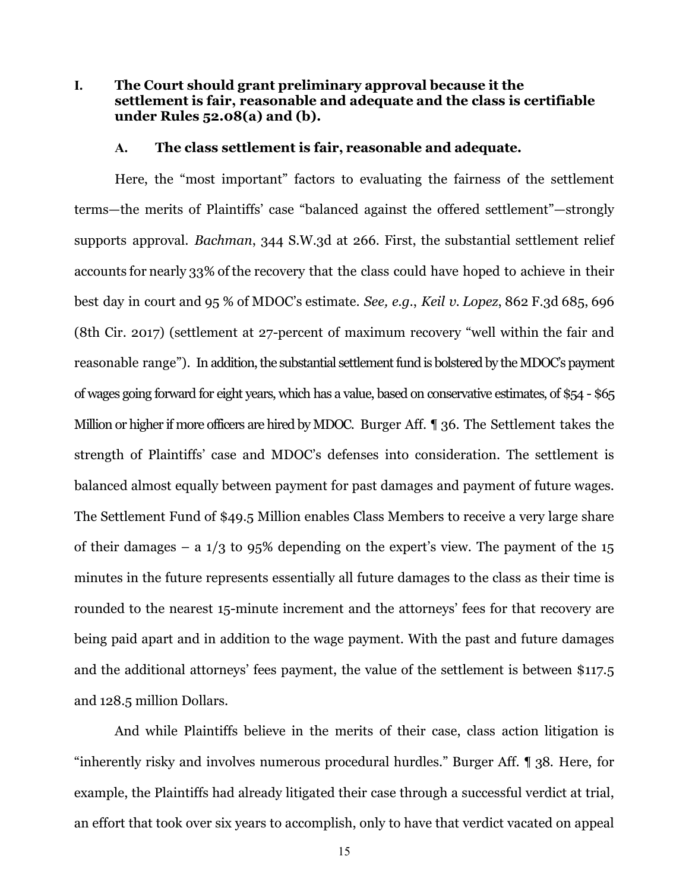## I. The Court should grant preliminary approval because it the settlement is fair, reasonable and adequate and the class is certifiable under Rules 52.08(a) and (b).

### A. The class settlement is fair, reasonable and adequate.

Here, the "most important" factors to evaluating the fairness of the settlement terms—the merits of Plaintiffs' case "balanced against the offered settlement"—strongly supports approval. *Bachman*, 344 S.W.3d at 266. First, the substantial settlement relief accounts for nearly 33% of the recovery that the class could have hoped to achieve in their best day in court and 95 % of MDOC's estimate. *See, e.g.*, *Keil v. Lopez*, 862 F.3d 685, 696 (8th Cir. 2017) (settlement at 27-percent of maximum recovery "well within the fair and reasonable range"). In addition, the substantial settlement fund is bolstered by the MDOC's payment of wages going forward for eight years, which has a value, based on conservative estimates, of $54 - $65 Million or higher if more officers are hired by MDOC. Burger Aff. ¶ 36. The Settlement takes the strength of Plaintiffs' case and MDOC's defenses into consideration. The settlement is balanced almost equally between payment for past damages and payment of future wages. The Settlement Fund of $49.5 Million enables Class Members to receive a very large share of their damages – a 1/3 to 95% depending on the expert's view. The payment of the 15 minutes in the future represents essentially all future damages to the class as their time is rounded to the nearest 15-minute increment and the attorneys' fees for that recovery are being paid apart and in addition to the wage payment. With the past and future damages and the additional attorneys' fees payment, the value of the settlement is between $117.5 and 128.5 million Dollars.

And while Plaintiffs believe in the merits of their case, class action litigation is "inherently risky and involves numerous procedural hurdles." Burger Aff. ¶ 38. Here, for example, the Plaintiffs had already litigated their case through a successful verdict at trial, an effort that took over six years to accomplish, only to have that verdict vacated on appeal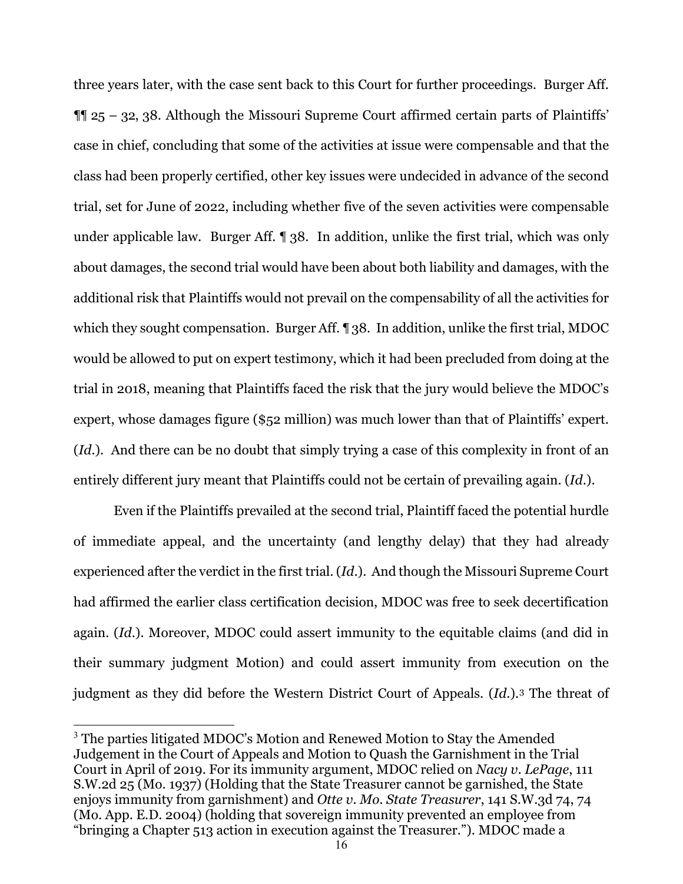three years later, with the case sent back to this Court for further proceedings. Burger Aff. ¶¶ 25 – 32, 38. Although the Missouri Supreme Court affirmed certain parts of Plaintiffs' case in chief, concluding that some of the activities at issue were compensable and that the class had been properly certified, other key issues were undecided in advance of the second trial, set for June of 2022, including whether five of the seven activities were compensable under applicable law. Burger Aff. ¶ 38. In addition, unlike the first trial, which was only about damages, the second trial would have been about both liability and damages, with the additional risk that Plaintiffs would not prevail on the compensability of all the activities for which they sought compensation. Burger Aff. ¶ 38. In addition, unlike the first trial, MDOC would be allowed to put on expert testimony, which it had been precluded from doing at the trial in 2018, meaning that Plaintiffs faced the risk that the jury would believe the MDOC's expert, whose damages figure ($52 million) was much lower than that of Plaintiffs' expert. (*Id.*). And there can be no doubt that simply trying a case of this complexity in front of an entirely different jury meant that Plaintiffs could not be certain of prevailing again. (*Id.*).

Even if the Plaintiffs prevailed at the second trial, Plaintiff faced the potential hurdle of immediate appeal, and the uncertainty (and lengthy delay) that they had already experienced after the verdict in the first trial. (*Id.*). And though the Missouri Supreme Court had affirmed the earlier class certification decision, MDOC was free to seek decertification again. (*Id.*). Moreover, MDOC could assert immunity to the equitable claims (and did in their summary judgment Motion) and could assert immunity from execution on the judgment as they did before the Western District Court of Appeals. (*Id.*).[3] The threat of

[3] The parties litigated MDOC's Motion and Renewed Motion to Stay the Amended Judgement in the Court of Appeals and Motion to Quash the Garnishment in the Trial Court in April of 2019. For its immunity argument, MDOC relied on *Nacy v. LePage*, 111 S.W.2d 25 (Mo. 1937) (Holding that the State Treasurer cannot be garnished, the State enjoys immunity from garnishment) and *Otte v. Mo. State Treasurer*, 141 S.W.3d 74, 74 (Mo. App. E.D. 2004) (holding that sovereign immunity prevented an employee from "bringing a Chapter 513 action in execution against the Treasurer."). MDOC made a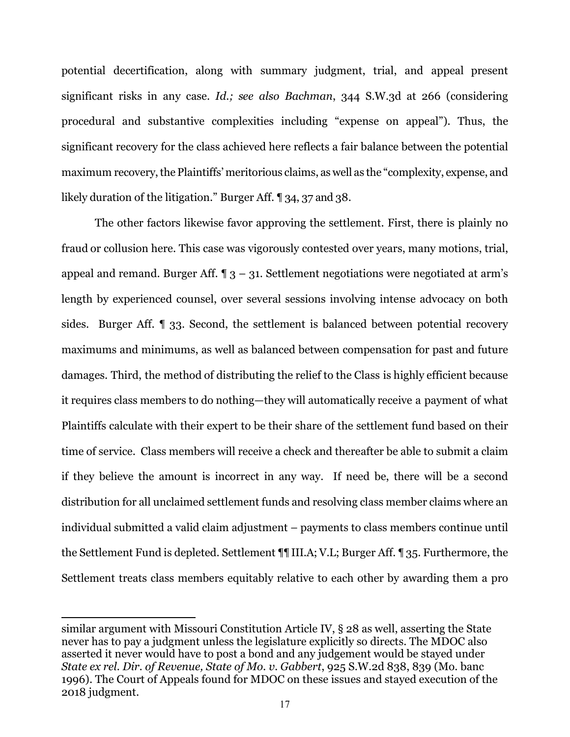potential decertification, along with summary judgment, trial, and appeal present significant risks in any case. *Id.; see also Bachman*, 344 S.W.3d at 266 (considering procedural and substantive complexities including "expense on appeal"). Thus, the significant recovery for the class achieved here reflects a fair balance between the potential maximum recovery, the Plaintiffs' meritorious claims, as well as the "complexity, expense, and likely duration of the litigation." Burger Aff. ¶ 34, 37 and 38.

The other factors likewise favor approving the settlement. First, there is plainly no fraud or collusion here. This case was vigorously contested over years, many motions, trial, appeal and remand. Burger Aff. ¶ 3 – 31. Settlement negotiations were negotiated at arm's length by experienced counsel, over several sessions involving intense advocacy on both sides. Burger Aff. ¶ 33. Second, the settlement is balanced between potential recovery maximums and minimums, as well as balanced between compensation for past and future damages. Third, the method of distributing the relief to the Class is highly efficient because it requires class members to do nothing—they will automatically receive a payment of what Plaintiffs calculate with their expert to be their share of the settlement fund based on their time of service. Class members will receive a check and thereafter be able to submit a claim if they believe the amount is incorrect in any way. If need be, there will be a second distribution for all unclaimed settlement funds and resolving class member claims where an individual submitted a valid claim adjustment – payments to class members continue until the Settlement Fund is depleted. Settlement ¶¶ III.A; V.L; Burger Aff. ¶ 35. Furthermore, the Settlement treats class members equitably relative to each other by awarding them a pro

---

similar argument with Missouri Constitution Article IV, § 28 as well, asserting the State never has to pay a judgment unless the legislature explicitly so directs. The MDOC also asserted it never would have to post a bond and any judgement would be stayed under *State ex rel. Dir. of Revenue, State of Mo. v. Gabbert*, 925 S.W.2d 838, 839 (Mo. banc 1996). The Court of Appeals found for MDOC on these issues and stayed execution of the 2018 judgment.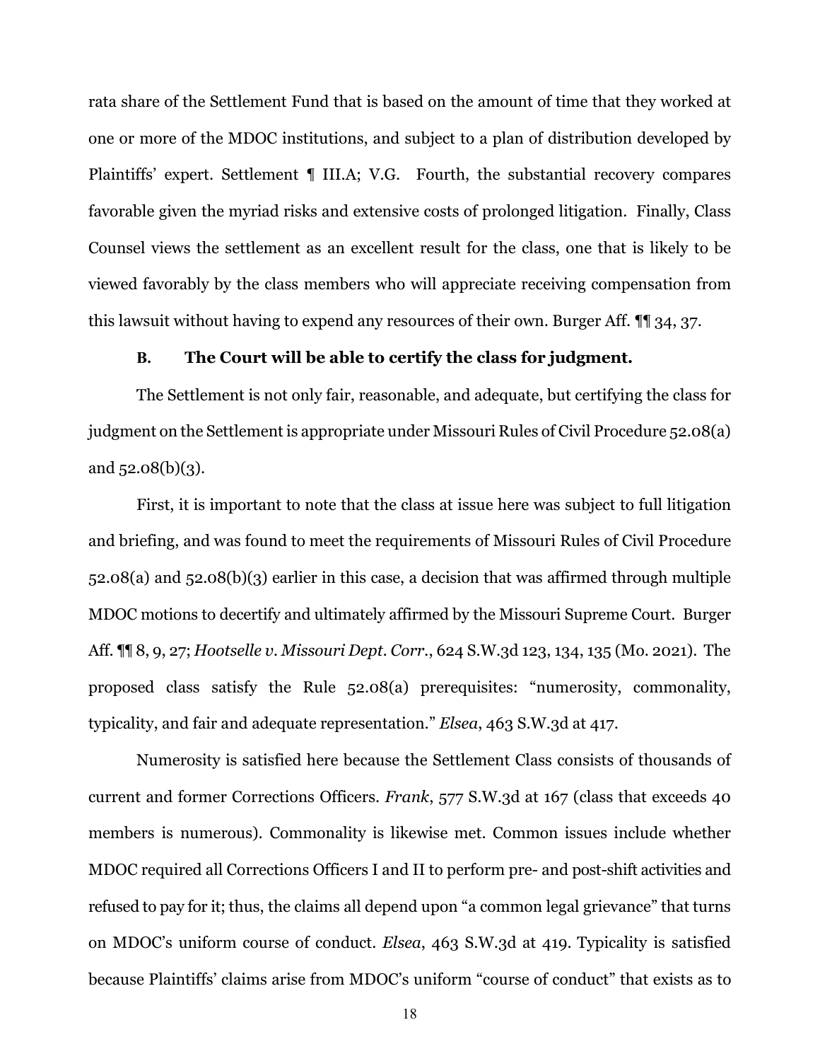rata share of the Settlement Fund that is based on the amount of time that they worked at one or more of the MDOC institutions, and subject to a plan of distribution developed by Plaintiffs' expert. Settlement ¶ III.A; V.G. Fourth, the substantial recovery compares favorable given the myriad risks and extensive costs of prolonged litigation. Finally, Class Counsel views the settlement as an excellent result for the class, one that is likely to be viewed favorably by the class members who will appreciate receiving compensation from this lawsuit without having to expend any resources of their own. Burger Aff. ¶¶ 34, 37.

### B. The Court will be able to certify the class for judgment.

The Settlement is not only fair, reasonable, and adequate, but certifying the class for judgment on the Settlement is appropriate under Missouri Rules of Civil Procedure 52.08(a) and 52.08(b)(3).

First, it is important to note that the class at issue here was subject to full litigation and briefing, and was found to meet the requirements of Missouri Rules of Civil Procedure 52.08(a) and 52.08(b)(3) earlier in this case, a decision that was affirmed through multiple MDOC motions to decertify and ultimately affirmed by the Missouri Supreme Court. Burger Aff. ¶¶ 8, 9, 27; *Hootselle v. Missouri Dept. Corr.*, 624 S.W.3d 123, 134, 135 (Mo. 2021). The proposed class satisfy the Rule 52.08(a) prerequisites: "numerosity, commonality, typicality, and fair and adequate representation." *Elsea*, 463 S.W.3d at 417.

Numerosity is satisfied here because the Settlement Class consists of thousands of current and former Corrections Officers. *Frank*, 577 S.W.3d at 167 (class that exceeds 40 members is numerous). Commonality is likewise met. Common issues include whether MDOC required all Corrections Officers I and II to perform pre- and post-shift activities and refused to pay for it; thus, the claims all depend upon "a common legal grievance" that turns on MDOC's uniform course of conduct. *Elsea*, 463 S.W.3d at 419. Typicality is satisfied because Plaintiffs' claims arise from MDOC's uniform "course of conduct" that exists as to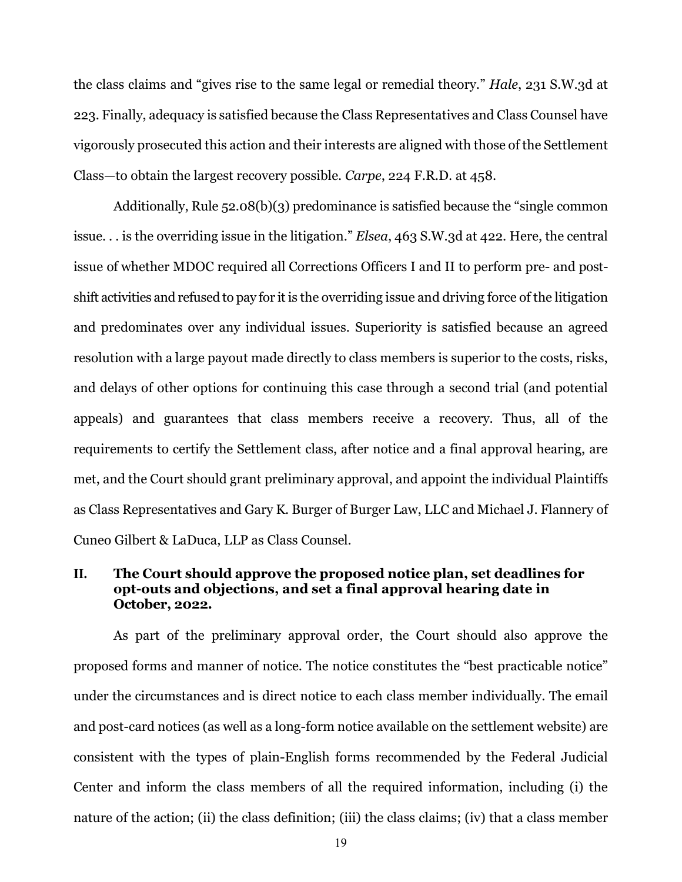the class claims and "gives rise to the same legal or remedial theory." *Hale*, 231 S.W.3d at 223. Finally, adequacy is satisfied because the Class Representatives and Class Counsel have vigorously prosecuted this action and their interests are aligned with those of the Settlement Class—to obtain the largest recovery possible. *Carpe*, 224 F.R.D. at 458.

Additionally, Rule 52.08(b)(3) predominance is satisfied because the "single common issue. . . is the overriding issue in the litigation." *Elsea*, 463 S.W.3d at 422. Here, the central issue of whether MDOC required all Corrections Officers I and II to perform pre- and post-shift activities and refused to pay for it is the overriding issue and driving force of the litigation and predominates over any individual issues. Superiority is satisfied because an agreed resolution with a large payout made directly to class members is superior to the costs, risks, and delays of other options for continuing this case through a second trial (and potential appeals) and guarantees that class members receive a recovery. Thus, all of the requirements to certify the Settlement class, after notice and a final approval hearing, are met, and the Court should grant preliminary approval, and appoint the individual Plaintiffs as Class Representatives and Gary K. Burger of Burger Law, LLC and Michael J. Flannery of Cuneo Gilbert & LaDuca, LLP as Class Counsel.

## II. The Court should approve the proposed notice plan, set deadlines for opt-outs and objections, and set a final approval hearing date in October, 2022.

As part of the preliminary approval order, the Court should also approve the proposed forms and manner of notice. The notice constitutes the "best practicable notice" under the circumstances and is direct notice to each class member individually. The email and post-card notices (as well as a long-form notice available on the settlement website) are consistent with the types of plain-English forms recommended by the Federal Judicial Center and inform the class members of all the required information, including (i) the nature of the action; (ii) the class definition; (iii) the class claims; (iv) that a class member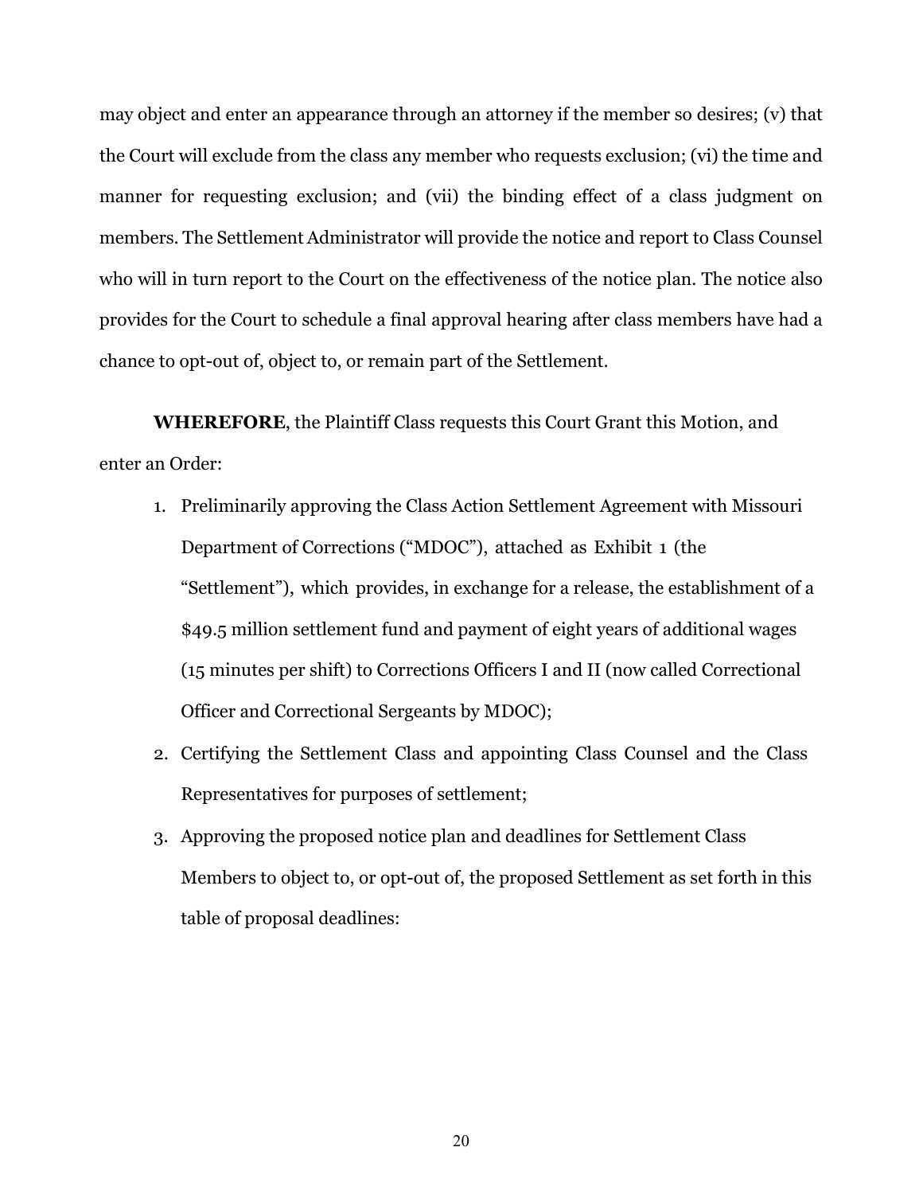may object and enter an appearance through an attorney if the member so desires; (v) that the Court will exclude from the class any member who requests exclusion; (vi) the time and manner for requesting exclusion; and (vii) the binding effect of a class judgment on members. The Settlement Administrator will provide the notice and report to Class Counsel who will in turn report to the Court on the effectiveness of the notice plan. The notice also provides for the Court to schedule a final approval hearing after class members have had a chance to opt-out of, object to, or remain part of the Settlement.

**WHEREFORE**, the Plaintiff Class requests this Court Grant this Motion, and enter an Order:

1. Preliminarily approving the Class Action Settlement Agreement with Missouri Department of Corrections ("MDOC"), attached as Exhibit 1 (the "Settlement"), which provides, in exchange for a release, the establishment of a $49.5 million settlement fund and payment of eight years of additional wages (15 minutes per shift) to Corrections Officers I and II (now called Correctional Officer and Correctional Sergeants by MDOC);
2. Certifying the Settlement Class and appointing Class Counsel and the Class Representatives for purposes of settlement;
3. Approving the proposed notice plan and deadlines for Settlement Class Members to object to, or opt-out of, the proposed Settlement as set forth in this table of proposal deadlines: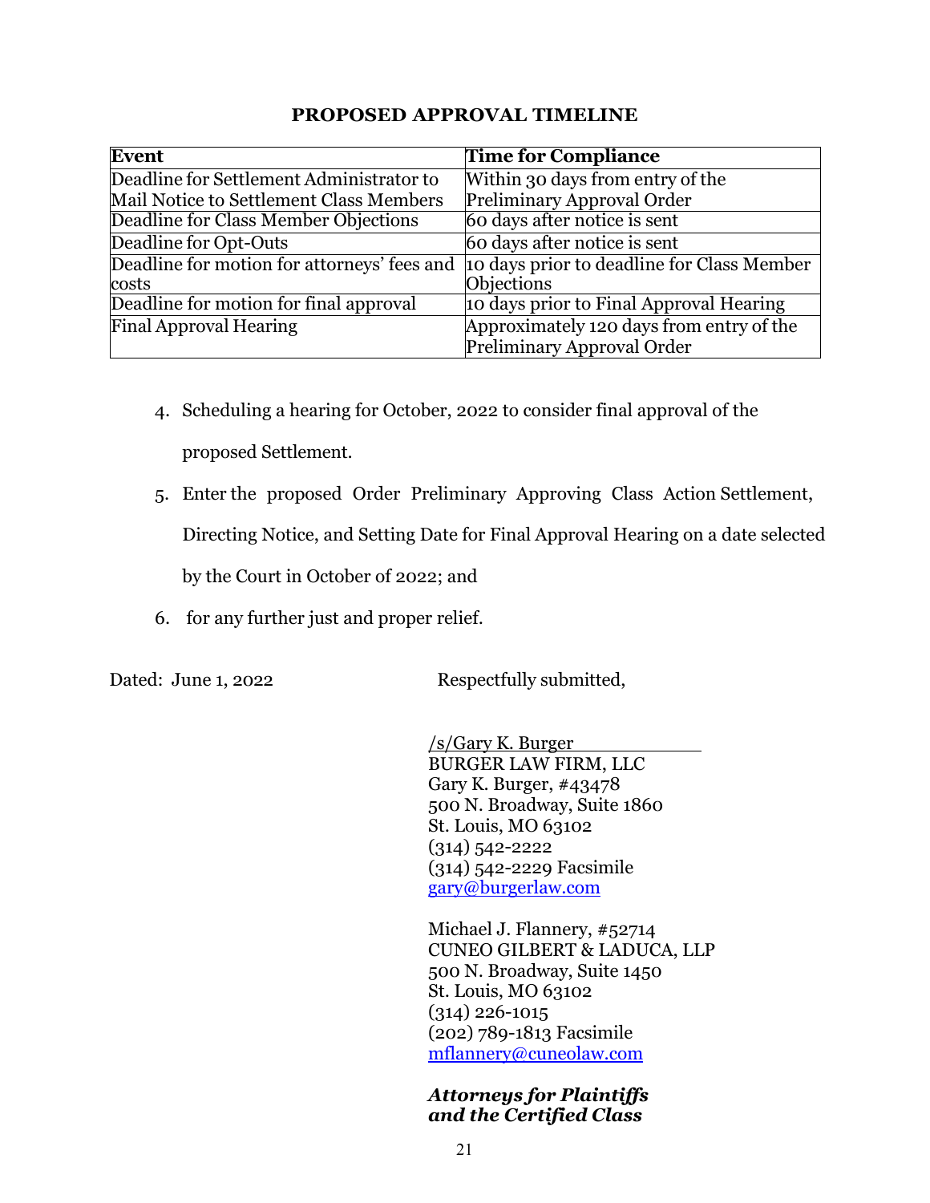**PROPOSED APPROVAL TIMELINE**

| Event | Time for Compliance |
|---|---|
| Deadline for Settlement Administrator to Mail Notice to Settlement Class Members | Within 30 days from entry of the Preliminary Approval Order |
| Deadline for Class Member Objections | 60 days after notice is sent |
| Deadline for Opt-Outs | 60 days after notice is sent |
| Deadline for motion for attorneys' fees and costs | 10 days prior to deadline for Class Member Objections |
| Deadline for motion for final approval | 10 days prior to Final Approval Hearing |
| Final Approval Hearing | Approximately 120 days from entry of the Preliminary Approval Order |

4. Scheduling a hearing for October, 2022 to consider final approval of the proposed Settlement.

5. Enter the proposed Order Preliminary Approving Class Action Settlement, Directing Notice, and Setting Date for Final Approval Hearing on a date selected by the Court in October of 2022; and

6. for any further just and proper relief.

Dated: June 1, 2022

Respectfully submitted,

/s/Gary K. Burger
BURGER LAW FIRM, LLC
Gary K. Burger, #43478
500 N. Broadway, Suite 1860
St. Louis, MO 63102
(314) 542-2222
(314) 542-2229 Facsimile
gary@burgerlaw.com

Michael J. Flannery, #52714
CUNEO GILBERT & LADUCA, LLP
500 N. Broadway, Suite 1450
St. Louis, MO 63102
(314) 226-1015
(202) 789-1813 Facsimile
mflannery@cuneolaw.com

***Attorneys for Plaintiffs and the Certified Class***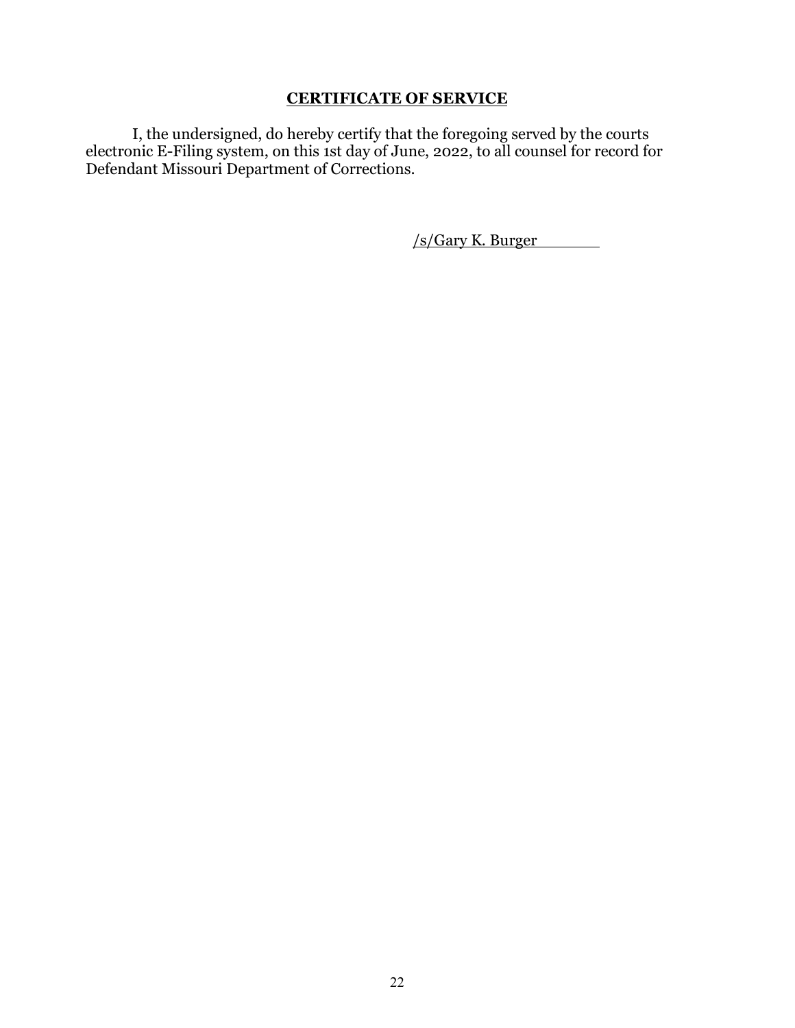## **CERTIFICATE OF SERVICE**

I, the undersigned, do hereby certify that the foregoing served by the courts electronic E-Filing system, on this 1st day of June, 2022, to all counsel for record for Defendant Missouri Department of Corrections.

/s/Gary K. Burger